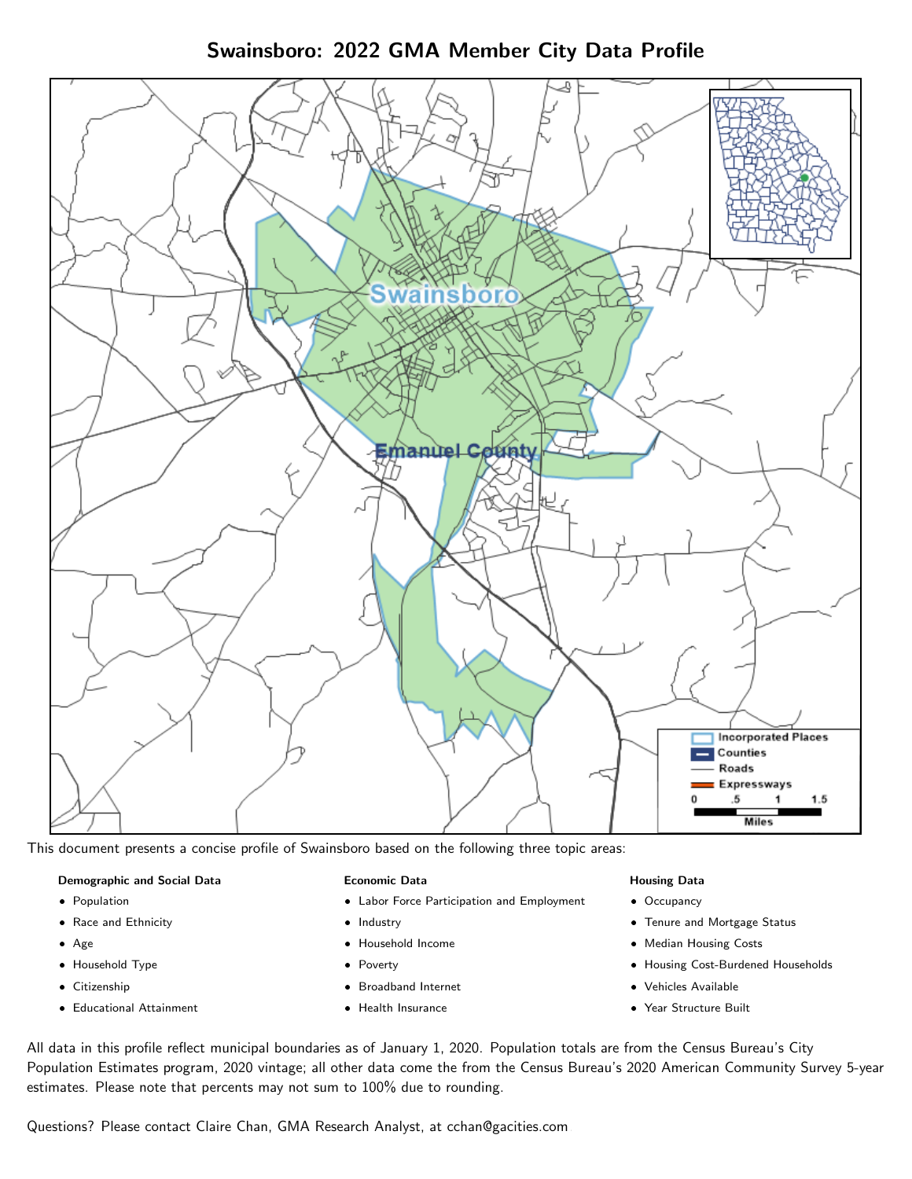# Swainsboro: 2022 GMA Member City Data Profile

This document presents a concise profile of Swainsboro based on the following three topic areas:

**Demographic and Social Data**

- Population
- Race and Ethnicity
- Age
- Household Type
- Citizenship
- Educational Attainment

**Economic Data**

- Labor Force Participation and Employment
- Industry
- Household Income
- Poverty
- Broadband Internet
- Health Insurance

**Housing Data**

- Occupancy
- Tenure and Mortgage Status
- Median Housing Costs
- Housing Cost-Burdened Households
- Vehicles Available
- Year Structure Built

All data in this profile reflect municipal boundaries as of January 1, 2020. Population totals are from the Census Bureau's City Population Estimates program, 2020 vintage; all other data come the from the Census Bureau's 2020 American Community Survey 5-year estimates. Please note that percents may not sum to 100% due to rounding.

Questions? Please contact Claire Chan, GMA Research Analyst, at cchan@gacities.com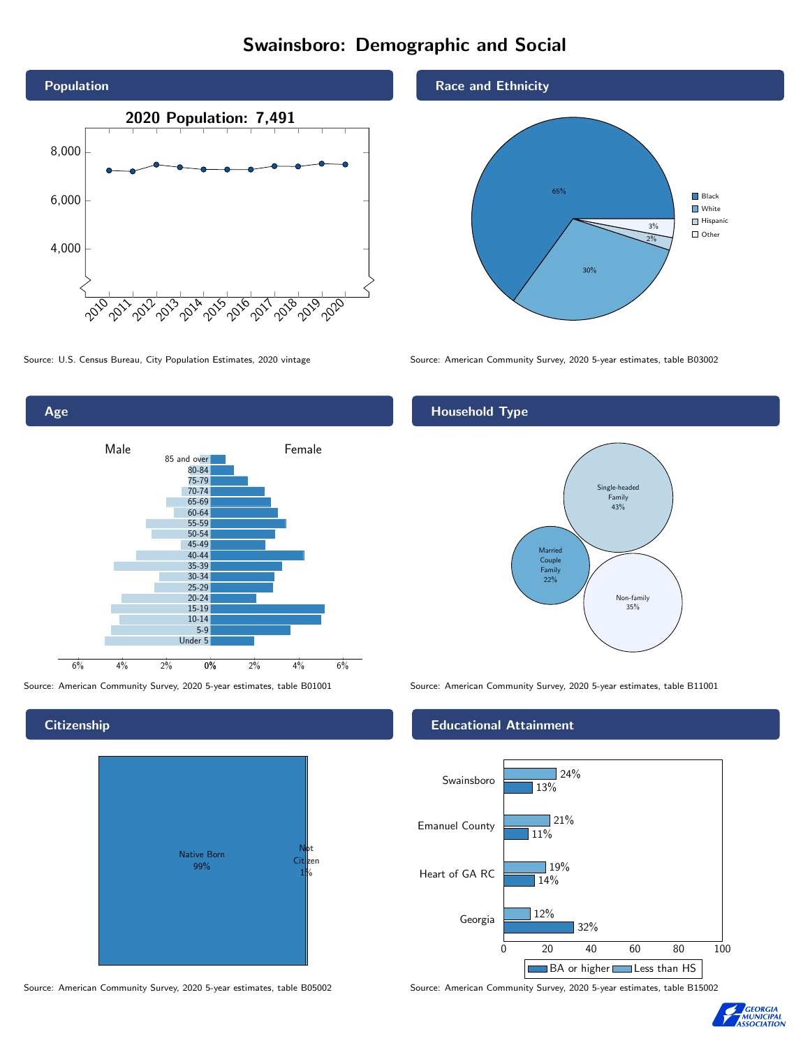# Swainsboro: Demographic and Social

## Population

2020 Population: 7,491

Source: U.S. Census Bureau, City Population Estimates, 2020 vintage

## Race and Ethnicity

| Race/Ethnicity | Percent |
|---|---|
| Black | 65% |
| White | 30% |
| Hispanic | 2% |
| Other | 3% |

Source: American Community Survey, 2020 5-year estimates, table B03002

## Age

Male / Female

Age groups: 85 and over, 80-84, 75-79, 70-74, 65-69, 60-64, 55-59, 50-54, 45-49, 40-44, 35-39, 30-34, 25-29, 20-24, 15-19, 10-14, 5-9, Under 5

Source: American Community Survey, 2020 5-year estimates, table B01001

## Household Type

| Household Type | Percent |
|---|---|
| Single-headed Family | 43% |
| Married Couple Family | 22% |
| Non-family | 35% |

Source: American Community Survey, 2020 5-year estimates, table B11001

## Citizenship

| Citizenship | Percent |
|---|---|
| Native Born | 99% |
| Not Citizen | 1% |

Source: American Community Survey, 2020 5-year estimates, table B05002

## Educational Attainment

| | Less than HS | BA or higher |
|---|---|---|
| Swainsboro | 24% | 13% |
| Emanuel County | 21% | 11% |
| Heart of GA RC | 19% | 14% |
| Georgia | 12% | 32% |

Source: American Community Survey, 2020 5-year estimates, table B15002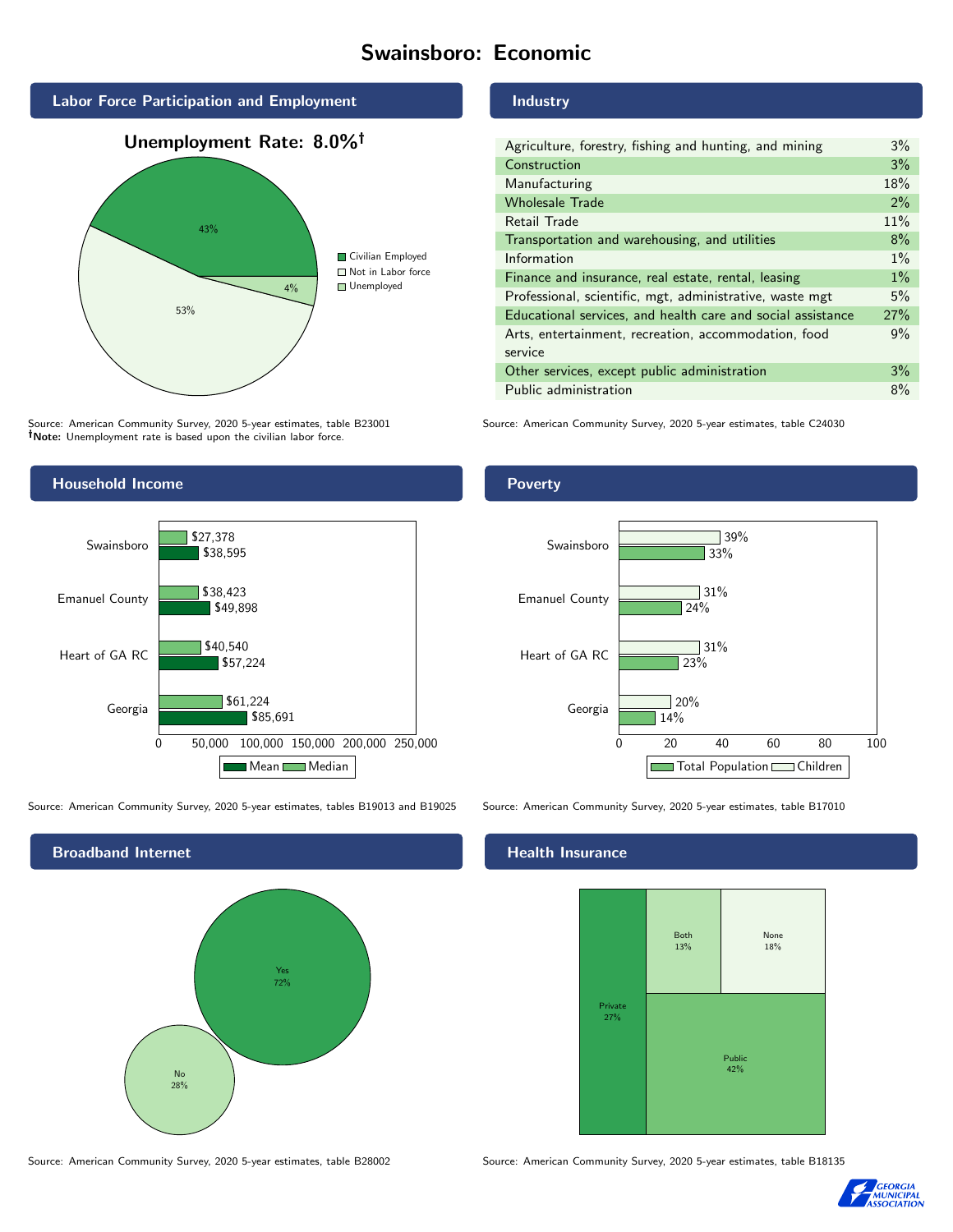# Swainsboro: Economic

## Labor Force Participation and Employment

**Unemployment Rate: 8.0%†**

| Category | Percent |
|---|---|
| Civilian Employed | 43% |
| Not in Labor force | 53% |
| Unemployed | 4% |

Source: American Community Survey, 2020 5-year estimates, table B23001
**†Note:** Unemployment rate is based upon the civilian labor force.

## Industry

| Industry | Percent |
|---|---|
| Agriculture, forestry, fishing and hunting, and mining | 3% |
| Construction | 3% |
| Manufacturing | 18% |
| Wholesale Trade | 2% |
| Retail Trade | 11% |
| Transportation and warehousing, and utilities | 8% |
| Information | 1% |
| Finance and insurance, real estate, rental, leasing | 1% |
| Professional, scientific, mgt, administrative, waste mgt | 5% |
| Educational services, and health care and social assistance | 27% |
| Arts, entertainment, recreation, accommodation, food service | 9% |
| Other services, except public administration | 3% |
| Public administration | 8% |

Source: American Community Survey, 2020 5-year estimates, table C24030

## Household Income

| | Median | Mean |
|---|---|---|
| Swainsboro | $27,378 | $38,595 |
| Emanuel County | $38,423 | $49,898 |
| Heart of GA RC | $40,540 | $57,224 |
| Georgia | $61,224 | $85,691 |

Source: American Community Survey, 2020 5-year estimates, tables B19013 and B19025

## Poverty

| | Children | Total Population |
|---|---|---|
| Swainsboro | 39% | 33% |
| Emanuel County | 31% | 24% |
| Heart of GA RC | 31% | 23% |
| Georgia | 20% | 14% |

Source: American Community Survey, 2020 5-year estimates, table B17010

## Broadband Internet

| | Percent |
|---|---|
| Yes | 72% |
| No | 28% |

Source: American Community Survey, 2020 5-year estimates, table B28002

## Health Insurance

| | Percent |
|---|---|
| Private | 27% |
| Both | 13% |
| None | 18% |
| Public | 42% |

Source: American Community Survey, 2020 5-year estimates, table B18135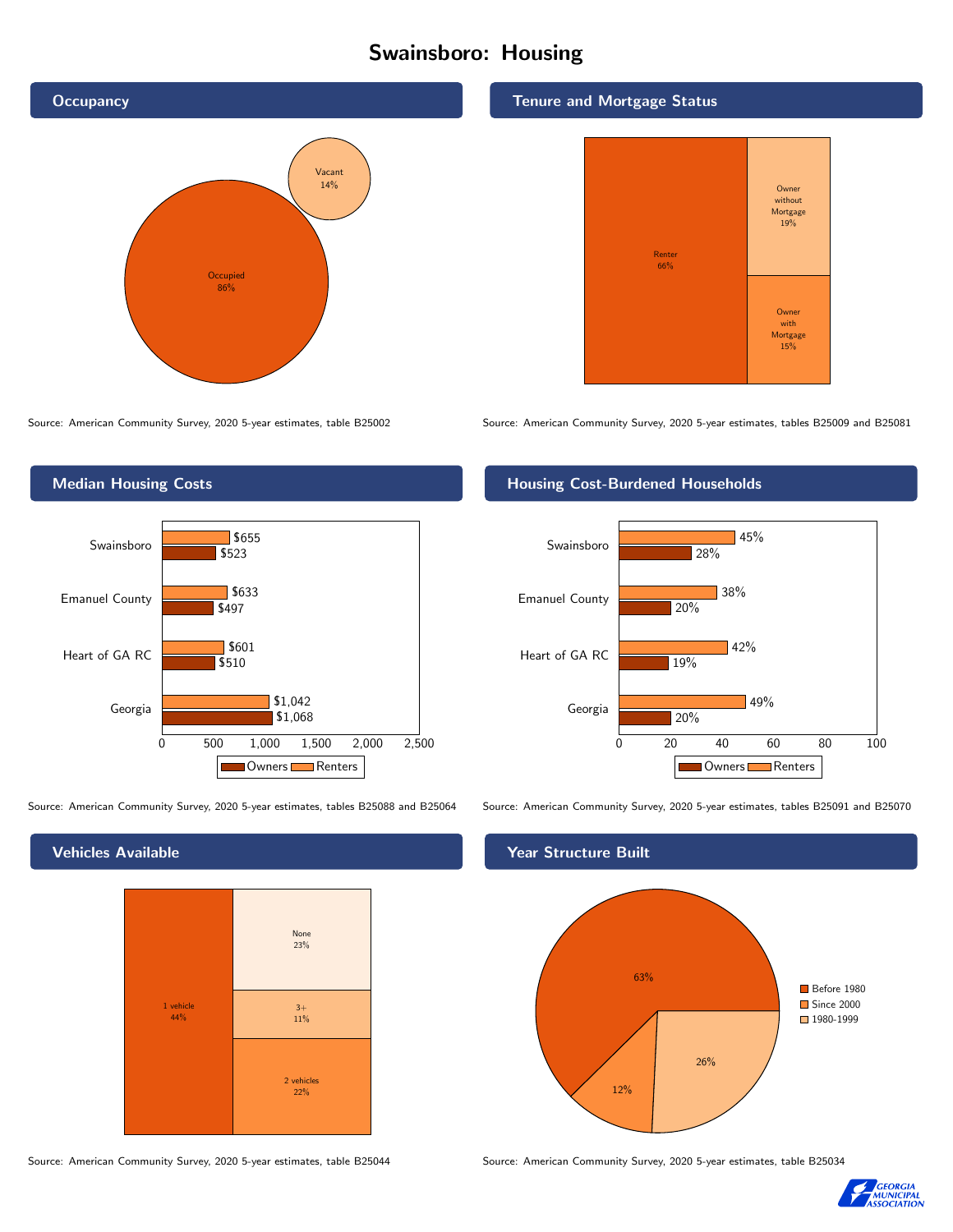# Swainsboro: Housing

## Occupancy

Vacant
14%

Occupied
86%

Source: American Community Survey, 2020 5-year estimates, table B25002

## Tenure and Mortgage Status

Renter
66%

Owner without Mortgage
19%

Owner with Mortgage
15%

Source: American Community Survey, 2020 5-year estimates, tables B25009 and B25081

## Median Housing Costs

Swainsboro
$655
$523

Emanuel County
$633
$497

Heart of GA RC
$601
$510

Georgia
$1,042
$1,068

0 500 1,000 1,500 2,000 2,500

Owners Renters

Source: American Community Survey, 2020 5-year estimates, tables B25088 and B25064

## Housing Cost-Burdened Households

Swainsboro
45%
28%

Emanuel County
38%
20%

Heart of GA RC
42%
19%

Georgia
49%
20%

0 20 40 60 80 100

Owners Renters

Source: American Community Survey, 2020 5-year estimates, tables B25091 and B25070

## Vehicles Available

1 vehicle
44%

None
23%

3+
11%

2 vehicles
22%

Source: American Community Survey, 2020 5-year estimates, table B25044

## Year Structure Built

63%
12%
26%

Before 1980
Since 2000
1980-1999

Source: American Community Survey, 2020 5-year estimates, table B25034

GEORGIA MUNICIPAL ASSOCIATION